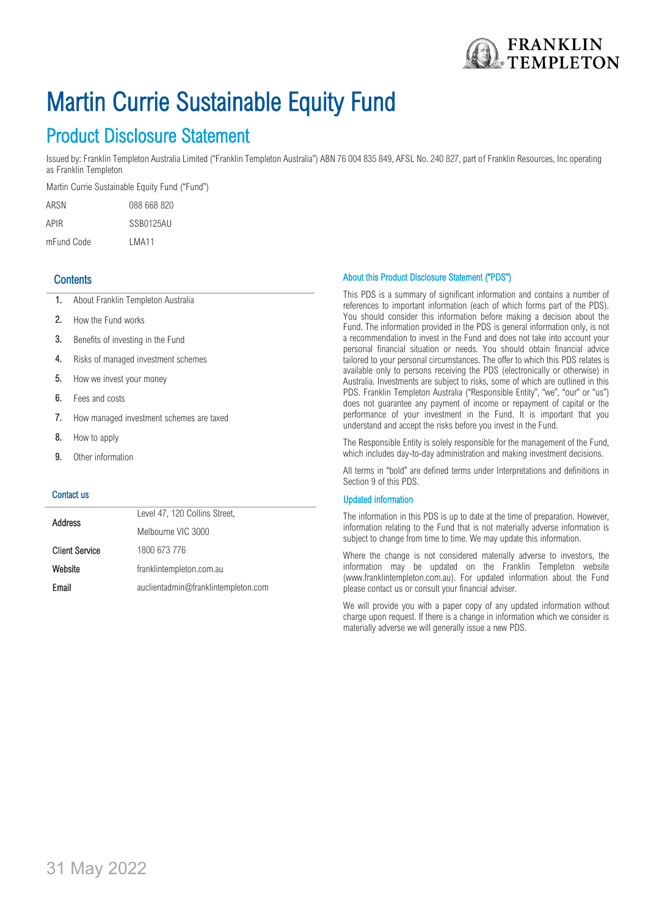# Martin Currie Sustainable Equity Fund

## Product Disclosure Statement

Issued by: Franklin Templeton Australia Limited ("Franklin Templeton Australia") ABN 76 004 835 849, AFSL No. 240 827, part of Franklin Resources, Inc operating as Franklin Templeton

Martin Currie Sustainable Equity Fund ("Fund")

| | |
|---|---|
| ARSN | 088 668 820 |
| APIR | SSB0125AU |
| mFund Code | LMA11 |

### Contents

1. About Franklin Templeton Australia
2. How the Fund works
3. Benefits of investing in the Fund
4. Risks of managed investment schemes
5. How we invest your money
6. Fees and costs
7. How managed investment schemes are taxed
8. How to apply
9. Other information

### Contact us

| | |
|---|---|
| Address | Level 47, 120 Collins Street, Melbourne VIC 3000 |
| Client Service | 1800 673 776 |
| Website | franklintempleton.com.au |
| Email | auclientadmin@franklintempleton.com |

### About this Product Disclosure Statement ("PDS")

This PDS is a summary of significant information and contains a number of references to important information (each of which forms part of the PDS). You should consider this information before making a decision about the Fund. The information provided in the PDS is general information only, is not a recommendation to invest in the Fund and does not take into account your personal financial situation or needs. You should obtain financial advice tailored to your personal circumstances. The offer to which this PDS relates is available only to persons receiving the PDS (electronically or otherwise) in Australia. Investments are subject to risks, some of which are outlined in this PDS. Franklin Templeton Australia ("Responsible Entity", "we", "our" or "us") does not guarantee any payment of income or repayment of capital or the performance of your investment in the Fund. It is important that you understand and accept the risks before you invest in the Fund.

The Responsible Entity is solely responsible for the management of the Fund, which includes day-to-day administration and making investment decisions.

All terms in "bold" are defined terms under Interpretations and definitions in Section 9 of this PDS.

### Updated information

The information in this PDS is up to date at the time of preparation. However, information relating to the Fund that is not materially adverse information is subject to change from time to time. We may update this information.

Where the change is not considered materially adverse to investors, the information may be updated on the Franklin Templeton website (www.franklintempleton.com.au). For updated information about the Fund please contact us or consult your financial adviser.

We will provide you with a paper copy of any updated information without charge upon request. If there is a change in information which we consider is materially adverse we will generally issue a new PDS.

31 May 2022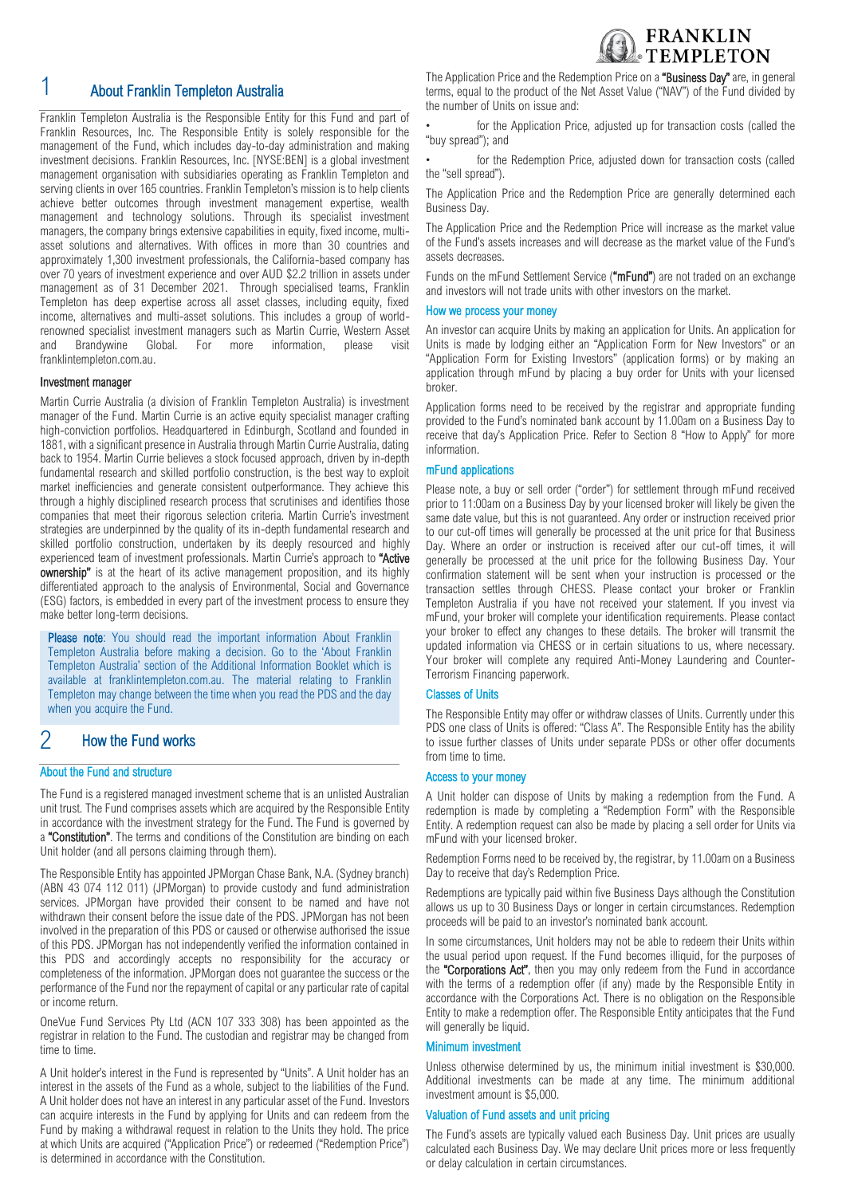# 1 About Franklin Templeton Australia

Franklin Templeton Australia is the Responsible Entity for this Fund and part of Franklin Resources, Inc. The Responsible Entity is solely responsible for the management of the Fund, which includes day-to-day administration and making investment decisions. Franklin Resources, Inc. [NYSE:BEN] is a global investment management organisation with subsidiaries operating as Franklin Templeton and serving clients in over 165 countries. Franklin Templeton's mission is to help clients achieve better outcomes through investment management expertise, wealth management and technology solutions. Through its specialist investment managers, the company brings extensive capabilities in equity, fixed income, multi-asset solutions and alternatives. With offices in more than 30 countries and approximately 1,300 investment professionals, the California-based company has over 70 years of investment experience and over AUD $2.2 trillion in assets under management as of 31 December 2021. Through specialised teams, Franklin Templeton has deep expertise across all asset classes, including equity, fixed income, alternatives and multi-asset solutions. This includes a group of world-renowned specialist investment managers such as Martin Currie, Western Asset and Brandywine Global. For more information, please visit franklintempleton.com.au.

### Investment manager

Martin Currie Australia (a division of Franklin Templeton Australia) is investment manager of the Fund. Martin Currie is an active equity specialist manager crafting high-conviction portfolios. Headquartered in Edinburgh, Scotland and founded in 1881, with a significant presence in Australia through Martin Currie Australia, dating back to 1954. Martin Currie believes a stock focused approach, driven by in-depth fundamental research and skilled portfolio construction, is the best way to exploit market inefficiencies and generate consistent outperformance. They achieve this through a highly disciplined research process that scrutinises and identifies those companies that meet their rigorous selection criteria. Martin Currie's investment strategies are underpinned by the quality of its in-depth fundamental research and skilled portfolio construction, undertaken by its deeply resourced and highly experienced team of investment professionals. Martin Currie's approach to **"Active ownership"** is at the heart of its active management proposition, and its highly differentiated approach to the analysis of Environmental, Social and Governance (ESG) factors, is embedded in every part of the investment process to ensure they make better long-term decisions.

**Please note**: You should read the important information About Franklin Templeton Australia before making a decision. Go to the 'About Franklin Templeton Australia' section of the Additional Information Booklet which is available at franklintempleton.com.au. The material relating to Franklin Templeton may change between the time when you read the PDS and the day when you acquire the Fund.

# 2 How the Fund works

### About the Fund and structure

The Fund is a registered managed investment scheme that is an unlisted Australian unit trust. The Fund comprises assets which are acquired by the Responsible Entity in accordance with the investment strategy for the Fund. The Fund is governed by a **"Constitution"**. The terms and conditions of the Constitution are binding on each Unit holder (and all persons claiming through them).

The Responsible Entity has appointed JPMorgan Chase Bank, N.A. (Sydney branch) (ABN 43 074 112 011) (JPMorgan) to provide custody and fund administration services. JPMorgan have provided their consent to be named and have not withdrawn their consent before the issue date of the PDS. JPMorgan has not been involved in the preparation of this PDS or caused or otherwise authorised the issue of this PDS. JPMorgan has not independently verified the information contained in this PDS and accordingly accepts no responsibility for the accuracy or completeness of the information. JPMorgan does not guarantee the success or the performance of the Fund nor the repayment of capital or any particular rate of capital or income return.

OneVue Fund Services Pty Ltd (ACN 107 333 308) has been appointed as the registrar in relation to the Fund. The custodian and registrar may be changed from time to time.

A Unit holder's interest in the Fund is represented by "Units". A Unit holder has an interest in the assets of the Fund as a whole, subject to the liabilities of the Fund. A Unit holder does not have an interest in any particular asset of the Fund. Investors can acquire interests in the Fund by applying for Units and can redeem from the Fund by making a withdrawal request in relation to the Units they hold. The price at which Units are acquired ("Application Price") or redeemed ("Redemption Price") is determined in accordance with the Constitution.

The Application Price and the Redemption Price on a **"Business Day"** are, in general terms, equal to the product of the Net Asset Value ("NAV") of the Fund divided by the number of Units on issue and:

- for the Application Price, adjusted up for transaction costs (called the "buy spread"); and
- for the Redemption Price, adjusted down for transaction costs (called the "sell spread").

The Application Price and the Redemption Price are generally determined each Business Day.

The Application Price and the Redemption Price will increase as the market value of the Fund's assets increases and will decrease as the market value of the Fund's assets decreases.

Funds on the mFund Settlement Service (**"mFund"**) are not traded on an exchange and investors will not trade units with other investors on the market.

### How we process your money

An investor can acquire Units by making an application for Units. An application for Units is made by lodging either an "Application Form for New Investors" or an "Application Form for Existing Investors" (application forms) or by making an application through mFund by placing a buy order for Units with your licensed broker.

Application forms need to be received by the registrar and appropriate funding provided to the Fund's nominated bank account by 11.00am on a Business Day to receive that day's Application Price. Refer to Section 8 "How to Apply" for more information.

### mFund applications

Please note, a buy or sell order ("order") for settlement through mFund received prior to 11:00am on a Business Day by your licensed broker will likely be given the same date value, but this is not guaranteed. Any order or instruction received prior to our cut-off times will generally be processed at the unit price for that Business Day. Where an order or instruction is received after our cut-off times, it will generally be processed at the unit price for the following Business Day. Your confirmation statement will be sent when your instruction is processed or the transaction settles through CHESS. Please contact your broker or Franklin Templeton Australia if you have not received your statement. If you invest via mFund, your broker will complete your identification requirements. Please contact your broker to effect any changes to these details. The broker will transmit the updated information via CHESS or in certain situations to us, where necessary. Your broker will complete any required Anti-Money Laundering and Counter-Terrorism Financing paperwork.

### Classes of Units

The Responsible Entity may offer or withdraw classes of Units. Currently under this PDS one class of Units is offered: "Class A". The Responsible Entity has the ability to issue further classes of Units under separate PDSs or other offer documents from time to time.

### Access to your money

A Unit holder can dispose of Units by making a redemption from the Fund. A redemption is made by completing a "Redemption Form" with the Responsible Entity. A redemption request can also be made by placing a sell order for Units via mFund with your licensed broker.

Redemption Forms need to be received by, the registrar, by 11.00am on a Business Day to receive that day's Redemption Price.

Redemptions are typically paid within five Business Days although the Constitution allows us up to 30 Business Days or longer in certain circumstances. Redemption proceeds will be paid to an investor's nominated bank account.

In some circumstances, Unit holders may not be able to redeem their Units within the usual period upon request. If the Fund becomes illiquid, for the purposes of the **"Corporations Act"**, then you may only redeem from the Fund in accordance with the terms of a redemption offer (if any) made by the Responsible Entity in accordance with the Corporations Act. There is no obligation on the Responsible Entity to make a redemption offer. The Responsible Entity anticipates that the Fund will generally be liquid.

### Minimum investment

Unless otherwise determined by us, the minimum initial investment is $30,000. Additional investments can be made at any time. The minimum additional investment amount is $5,000.

### Valuation of Fund assets and unit pricing

The Fund's assets are typically valued each Business Day. Unit prices are usually calculated each Business Day. We may declare Unit prices more or less frequently or delay calculation in certain circumstances.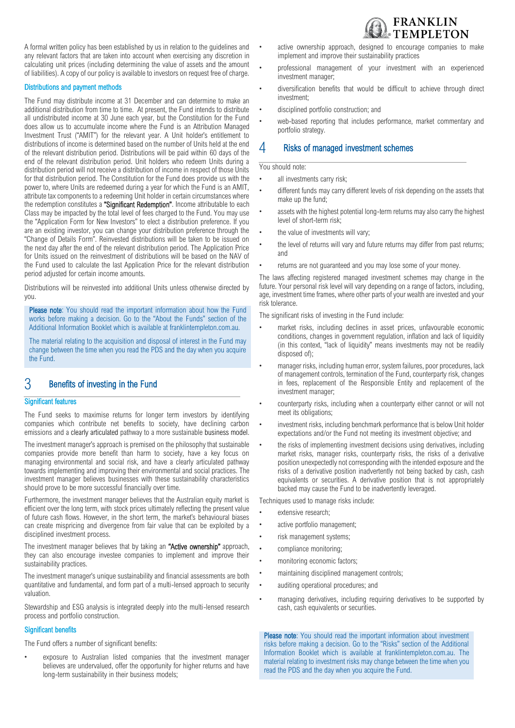A formal written policy has been established by us in relation to the guidelines and any relevant factors that are taken into account when exercising any discretion in calculating unit prices (including determining the value of assets and the amount of liabilities). A copy of our policy is available to investors on request free of charge.

### Distributions and payment methods

The Fund may distribute income at 31 December and can determine to make an additional distribution from time to time. At present, the Fund intends to distribute all undistributed income at 30 June each year, but the Constitution for the Fund does allow us to accumulate income where the Fund is an Attribution Managed Investment Trust ("AMIT") for the relevant year. A Unit holder's entitlement to distributions of income is determined based on the number of Units held at the end of the relevant distribution period. Distributions will be paid within 60 days of the end of the relevant distribution period. Unit holders who redeem Units during a distribution period will not receive a distribution of income in respect of those Units for that distribution period. The Constitution for the Fund does provide us with the power to, where Units are redeemed during a year for which the Fund is an AMIT, attribute tax components to a redeeming Unit holder in certain circumstances where the redemption constitutes a **"Significant Redemption"**. Income attributable to each Class may be impacted by the total level of fees charged to the Fund. You may use the "Application Form for New Investors" to elect a distribution preference. If you are an existing investor, you can change your distribution preference through the "Change of Details Form". Reinvested distributions will be taken to be issued on the next day after the end of the relevant distribution period. The Application Price for Units issued on the reinvestment of distributions will be based on the NAV of the Fund used to calculate the last Application Price for the relevant distribution period adjusted for certain income amounts.

Distributions will be reinvested into additional Units unless otherwise directed by you.

**Please note**: You should read the important information about how the Fund works before making a decision. Go to the "About the Funds" section of the Additional Information Booklet which is available at franklintempleton.com.au.

The material relating to the acquisition and disposal of interest in the Fund may change between the time when you read the PDS and the day when you acquire the Fund.

## 3 Benefits of investing in the Fund

### Significant features

The Fund seeks to maximise returns for longer term investors by identifying companies which contribute net benefits to society, have declining carbon emissions and a clearly articulated pathway to a more sustainable business model.

The investment manager's approach is premised on the philosophy that sustainable companies provide more benefit than harm to society, have a key focus on managing environmental and social risk, and have a clearly articulated pathway towards implementing and improving their environmental and social practices. The investment manager believes businesses with these sustainability characteristics should prove to be more successful financially over time.

Furthermore, the investment manager believes that the Australian equity market is efficient over the long term, with stock prices ultimately reflecting the present value of future cash flows. However, in the short term, the market's behavioural biases can create mispricing and divergence from fair value that can be exploited by a disciplined investment process.

The investment manager believes that by taking an **"Active ownership"** approach, they can also encourage investee companies to implement and improve their sustainability practices.

The investment manager's unique sustainability and financial assessments are both quantitative and fundamental, and form part of a multi-lensed approach to security valuation.

Stewardship and ESG analysis is integrated deeply into the multi-lensed research process and portfolio construction.

### Significant benefits

The Fund offers a number of significant benefits:

- exposure to Australian listed companies that the investment manager believes are undervalued, offer the opportunity for higher returns and have long-term sustainability in their business models;
- active ownership approach, designed to encourage companies to make implement and improve their sustainability practices
- professional management of your investment with an experienced investment manager;
- diversification benefits that would be difficult to achieve through direct investment;
- disciplined portfolio construction; and
- web-based reporting that includes performance, market commentary and portfolio strategy.

## 4 Risks of managed investment schemes

You should note:

- all investments carry risk;
- different funds may carry different levels of risk depending on the assets that make up the fund;
- assets with the highest potential long-term returns may also carry the highest level of short-term risk;
- the value of investments will vary;
- the level of returns will vary and future returns may differ from past returns; and
- returns are not guaranteed and you may lose some of your money.

The laws affecting registered managed investment schemes may change in the future. Your personal risk level will vary depending on a range of factors, including, age, investment time frames, where other parts of your wealth are invested and your risk tolerance.

The significant risks of investing in the Fund include:

- market risks, including declines in asset prices, unfavourable economic conditions, changes in government regulation, inflation and lack of liquidity (in this context, "lack of liquidity" means investments may not be readily disposed of);
- manager risks, including human error, system failures, poor procedures, lack of management controls, termination of the Fund, counterparty risk, changes in fees, replacement of the Responsible Entity and replacement of the investment manager;
- counterparty risks, including when a counterparty either cannot or will not meet its obligations;
- investment risks, including benchmark performance that is below Unit holder expectations and/or the Fund not meeting its investment objective; and
- the risks of implementing investment decisions using derivatives, including market risks, manager risks, counterparty risks, the risks of a derivative position unexpectedly not corresponding with the intended exposure and the risks of a derivative position inadvertently not being backed by cash, cash equivalents or securities. A derivative position that is not appropriately backed may cause the Fund to be inadvertently leveraged.

Techniques used to manage risks include:

- extensive research;
- active portfolio management;
- risk management systems;
- compliance monitoring;
- monitoring economic factors;
- maintaining disciplined management controls;
- auditing operational procedures; and
- managing derivatives, including requiring derivatives to be supported by cash, cash equivalents or securities.

**Please note**: You should read the important information about investment risks before making a decision. Go to the "Risks" section of the Additional Information Booklet which is available at franklintempleton.com.au. The material relating to investment risks may change between the time when you read the PDS and the day when you acquire the Fund.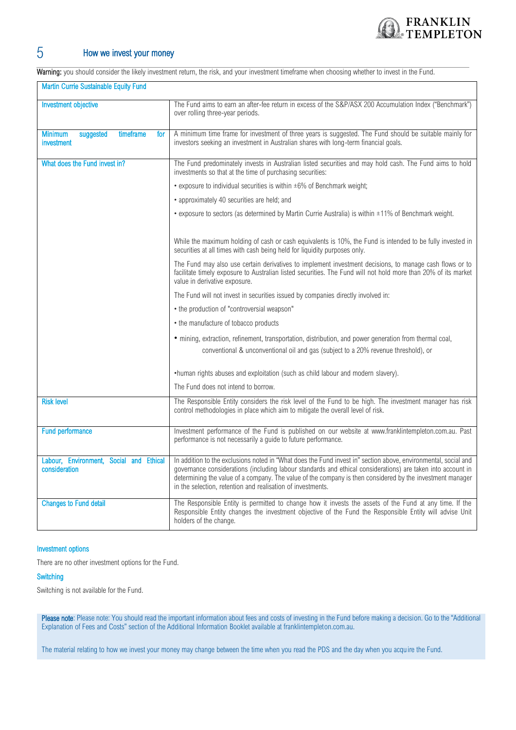## 5 How we invest your money

**Warning:** you should consider the likely investment return, the risk, and your investment timeframe when choosing whether to invest in the Fund.

| Martin Currie Sustainable Equity Fund | |
|---|---|
| Investment objective | The Fund aims to earn an after-fee return in excess of the S&P/ASX 200 Accumulation Index ("Benchmark") over rolling three-year periods. |
| Minimum suggested timeframe for investment | A minimum time frame for investment of three years is suggested. The Fund should be suitable mainly for investors seeking an investment in Australian shares with long-term financial goals. |
| What does the Fund invest in? | The Fund predominately invests in Australian listed securities and may hold cash. The Fund aims to hold investments so that at the time of purchasing securities:<br>• exposure to individual securities is within ±6% of Benchmark weight;<br>• approximately 40 securities are held; and<br>• exposure to sectors (as determined by Martin Currie Australia) is within ±11% of Benchmark weight.<br><br>While the maximum holding of cash or cash equivalents is 10%, the Fund is intended to be fully invested in securities at all times with cash being held for liquidity purposes only.<br>The Fund may also use certain derivatives to implement investment decisions, to manage cash flows or to facilitate timely exposure to Australian listed securities. The Fund will not hold more than 20% of its market value in derivative exposure.<br>The Fund will not invest in securities issued by companies directly involved in:<br>• the production of "controversial weapson"<br>• the manufacture of tobacco products<br>• mining, extraction, refinement, transportation, distribution, and power generation from thermal coal, conventional & unconventional oil and gas (subject to a 20% revenue threshold), or<br><br>•human rights abuses and exploitation (such as child labour and modern slavery).<br>The Fund does not intend to borrow. |
| Risk level | The Responsible Entity considers the risk level of the Fund to be high. The investment manager has risk control methodologies in place which aim to mitigate the overall level of risk. |
| Fund performance | Investment performance of the Fund is published on our website at www.franklintempleton.com.au. Past performance is not necessarily a guide to future performance. |
| Labour, Environment, Social and Ethical consideration | In addition to the exclusions noted in "What does the Fund invest in" section above, environmental, social and governance considerations (including labour standards and ethical considerations) are taken into account in determining the value of a company. The value of the company is then considered by the investment manager in the selection, retention and realisation of investments. |
| Changes to Fund detail | The Responsible Entity is permitted to change how it invests the assets of the Fund at any time. If the Responsible Entity changes the investment objective of the Fund the Responsible Entity will advise Unit holders of the change. |

### Investment options

There are no other investment options for the Fund.

### Switching

Switching is not available for the Fund.

**Please note**: Please note: You should read the important information about fees and costs of investing in the Fund before making a decision. Go to the "Additional Explanation of Fees and Costs" section of the Additional Information Booklet available at franklintempleton.com.au.

The material relating to how we invest your money may change between the time when you read the PDS and the day when you acquire the Fund.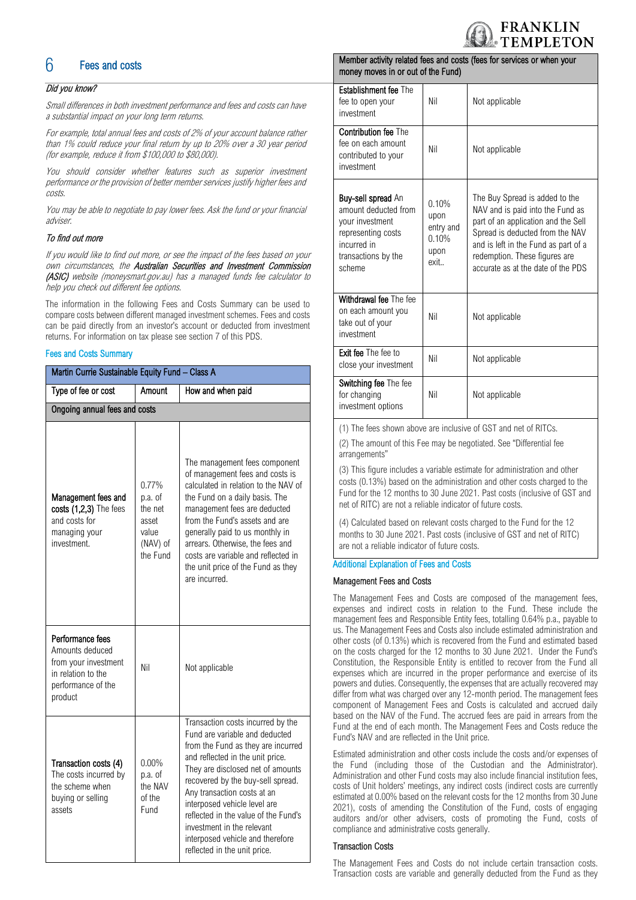# 6 Fees and costs

***Did you know?***

*Small differences in both investment performance and fees and costs can have a substantial impact on your long term returns.*

*For example, total annual fees and costs of 2% of your account balance rather than 1% could reduce your final return by up to 20% over a 30 year period (for example, reduce it from $100,000 to $80,000).*

*You should consider whether features such as superior investment performance or the provision of better member services justify higher fees and costs.*

*You may be able to negotiate to pay lower fees. Ask the fund or your financial adviser.*

***To find out more***

*If you would like to find out more, or see the impact of the fees based on your own circumstances, the* ***Australian Securities and Investment Commission (ASIC)*** *website (moneysmart.gov.au) has a managed funds fee calculator to help you check out different fee options.*

The information in the following Fees and Costs Summary can be used to compare costs between different managed investment schemes. Fees and costs can be paid directly from an investor's account or deducted from investment returns. For information on tax please see section 7 of this PDS.

## Fees and Costs Summary

| Martin Currie Sustainable Equity Fund – Class A | | |
|---|---|---|
| **Type of fee or cost** | **Amount** | **How and when paid** |
| **Ongoing annual fees and costs** | | |
| **Management fees and costs (1,2,3)** The fees and costs for managing your investment. | 0.77% p.a. of the net asset value (NAV) of the Fund | The management fees component of management fees and costs is calculated in relation to the NAV of the Fund on a daily basis. The management fees are deducted from the Fund's assets and are generally paid to us monthly in arrears. Otherwise, the fees and costs are variable and reflected in the unit price of the Fund as they are incurred. |
| **Performance fees** Amounts deducted from your investment in relation to the performance of the product | Nil | Not applicable |
| **Transaction costs (4)** The costs incurred by the scheme when buying or selling assets | 0.00% p.a. of the NAV of the Fund | Transaction costs incurred by the Fund are variable and deducted from the Fund as they are incurred and reflected in the unit price. They are disclosed net of amounts recovered by the buy-sell spread. Any transaction costs at an interposed vehicle level are reflected in the value of the Fund's investment in the relevant interposed vehicle and therefore reflected in the unit price. |
| **Member activity related fees and costs (fees for services or when your money moves in or out of the Fund)** | | |
| **Establishment fee** The fee to open your investment | Nil | Not applicable |
| **Contribution fee** The fee on each amount contributed to your investment | Nil | Not applicable |
| **Buy-sell spread** An amount deducted from your investment representing costs incurred in transactions by the scheme | 0.10% upon entry and 0.10% upon exit.. | The Buy Spread is added to the NAV and is paid into the Fund as part of an application and the Sell Spread is deducted from the NAV and is left in the Fund as part of a redemption. These figures are accurate as at the date of the PDS |
| **Withdrawal fee** The fee on each amount you take out of your investment | Nil | Not applicable |
| **Exit fee** The fee to close your investment | Nil | Not applicable |
| **Switching fee** The fee for changing investment options | Nil | Not applicable |

(1) The fees shown above are inclusive of GST and net of RITCs.

(2) The amount of this Fee may be negotiated. See "Differential fee arrangements"

(3) This figure includes a variable estimate for administration and other costs (0.13%) based on the administration and other costs charged to the Fund for the 12 months to 30 June 2021. Past costs (inclusive of GST and net of RITC) are not a reliable indicator of future costs.

(4) Calculated based on relevant costs charged to the Fund for the 12 months to 30 June 2021. Past costs (inclusive of GST and net of RITC) are not a reliable indicator of future costs.

## Additional Explanation of Fees and Costs

### Management Fees and Costs

The Management Fees and Costs are composed of the management fees, expenses and indirect costs in relation to the Fund. These include the management fees and Responsible Entity fees, totalling 0.64% p.a., payable to us. The Management Fees and Costs also include estimated administration and other costs (of 0.13%) which is recovered from the Fund and estimated based on the costs charged for the 12 months to 30 June 2021. Under the Fund's Constitution, the Responsible Entity is entitled to recover from the Fund all expenses which are incurred in the proper performance and exercise of its powers and duties. Consequently, the expenses that are actually recovered may differ from what was charged over any 12-month period. The management fees component of Management Fees and Costs is calculated and accrued daily based on the NAV of the Fund. The accrued fees are paid in arrears from the Fund at the end of each month. The Management Fees and Costs reduce the Fund's NAV and are reflected in the Unit price.

Estimated administration and other costs include the costs and/or expenses of the Fund (including those of the Custodian and the Administrator). Administration and other Fund costs may also include financial institution fees, costs of Unit holders' meetings, any indirect costs (indirect costs are currently estimated at 0.00% based on the relevant costs for the 12 months from 30 June 2021), costs of amending the Constitution of the Fund, costs of engaging auditors and/or other advisers, costs of promoting the Fund, costs of compliance and administrative costs generally.

### Transaction Costs

The Management Fees and Costs do not include certain transaction costs. Transaction costs are variable and generally deducted from the Fund as they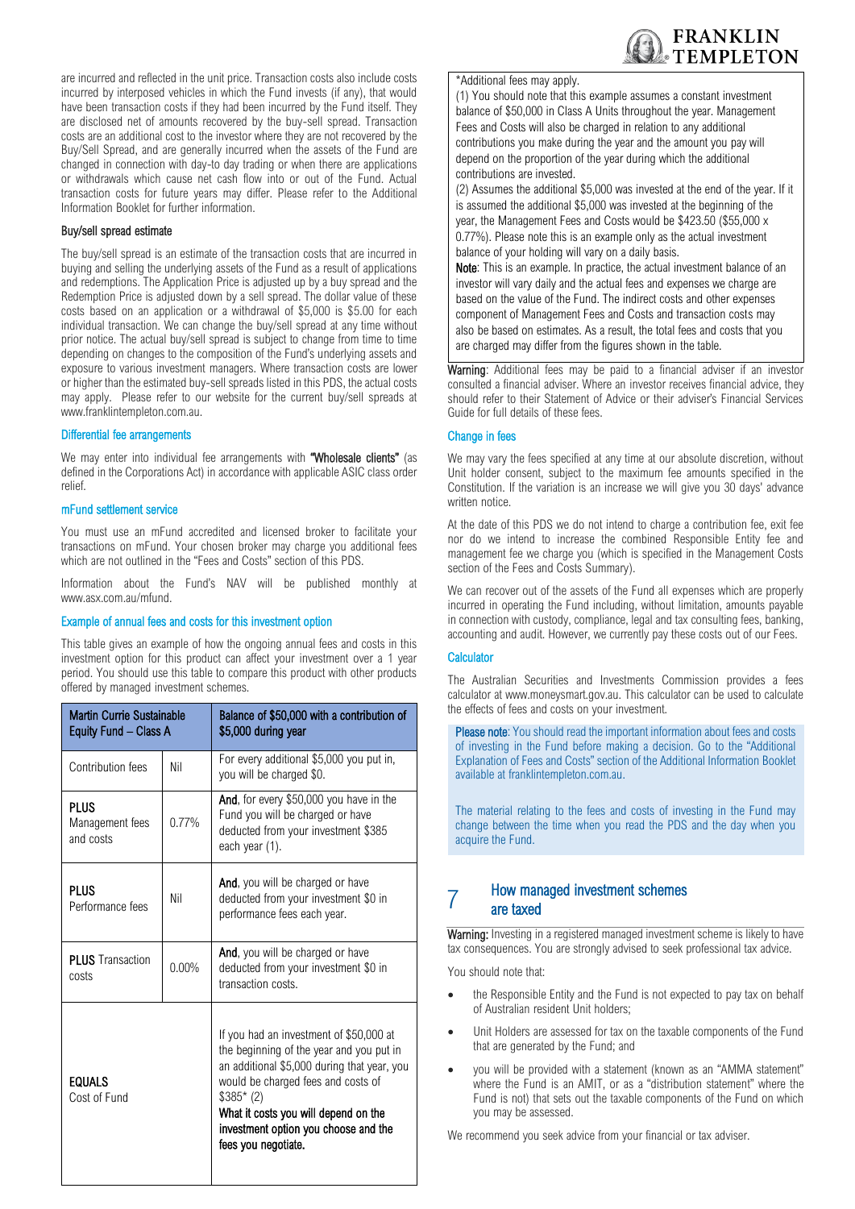are incurred and reflected in the unit price. Transaction costs also include costs incurred by interposed vehicles in which the Fund invests (if any), that would have been transaction costs if they had been incurred by the Fund itself. They are disclosed net of amounts recovered by the buy-sell spread. Transaction costs are an additional cost to the investor where they are not recovered by the Buy/Sell Spread, and are generally incurred when the assets of the Fund are changed in connection with day-to day trading or when there are applications or withdrawals which cause net cash flow into or out of the Fund. Actual transaction costs for future years may differ. Please refer to the Additional Information Booklet for further information.

#### Buy/sell spread estimate

The buy/sell spread is an estimate of the transaction costs that are incurred in buying and selling the underlying assets of the Fund as a result of applications and redemptions. The Application Price is adjusted up by a buy spread and the Redemption Price is adjusted down by a sell spread. The dollar value of these costs based on an application or a withdrawal of $5,000 is $5.00 for each individual transaction. We can change the buy/sell spread at any time without prior notice. The actual buy/sell spread is subject to change from time to time depending on changes to the composition of the Fund's underlying assets and exposure to various investment managers. Where transaction costs are lower or higher than the estimated buy-sell spreads listed in this PDS, the actual costs may apply. Please refer to our website for the current buy/sell spreads at www.franklintempleton.com.au.

### Differential fee arrangements

We may enter into individual fee arrangements with **"Wholesale clients"** (as defined in the Corporations Act) in accordance with applicable ASIC class order relief.

### mFund settlement service

You must use an mFund accredited and licensed broker to facilitate your transactions on mFund. Your chosen broker may charge you additional fees which are not outlined in the "Fees and Costs" section of this PDS.

Information about the Fund's NAV will be published monthly at www.asx.com.au/mfund.

### Example of annual fees and costs for this investment option

This table gives an example of how the ongoing annual fees and costs in this investment option for this product can affect your investment over a 1 year period. You should use this table to compare this product with other products offered by managed investment schemes.

| Martin Currie Sustainable Equity Fund – Class A | | Balance of $50,000 with a contribution of $5,000 during year |
|---|---|---|
| Contribution fees | Nil | For every additional $5,000 you put in, you will be charged $0. |
| **PLUS** Management fees and costs | 0.77% | **And**, for every $50,000 you have in the Fund you will be charged or have deducted from your investment $385 each year (1). |
| **PLUS** Performance fees | Nil | **And**, you will be charged or have deducted from your investment $0 in performance fees each year. |
| **PLUS** Transaction costs | 0.00% | **And**, you will be charged or have deducted from your investment $0 in transaction costs. |
| **EQUALS** Cost of Fund | | If you had an investment of $50,000 at the beginning of the year and you put in an additional $5,000 during that year, you would be charged fees and costs of $385* (2) **What it costs you will depend on the investment option you choose and the fees you negotiate.** |

*Additional fees may apply.

(1) You should note that this example assumes a constant investment balance of $50,000 in Class A Units throughout the year. Management Fees and Costs will also be charged in relation to any additional contributions you make during the year and the amount you pay will depend on the proportion of the year during which the additional contributions are invested.

(2) Assumes the additional $5,000 was invested at the end of the year. If it is assumed the additional $5,000 was invested at the beginning of the year, the Management Fees and Costs would be $423.50 ($55,000 x 0.77%). Please note this is an example only as the actual investment balance of your holding will vary on a daily basis.

**Note**: This is an example. In practice, the actual investment balance of an investor will vary daily and the actual fees and expenses we charge are based on the value of the Fund. The indirect costs and other expenses component of Management Fees and Costs and transaction costs may also be based on estimates. As a result, the total fees and costs that you are charged may differ from the figures shown in the table.

**Warning**: Additional fees may be paid to a financial adviser if an investor consulted a financial adviser. Where an investor receives financial advice, they should refer to their Statement of Advice or their adviser's Financial Services Guide for full details of these fees.

### Change in fees

We may vary the fees specified at any time at our absolute discretion, without Unit holder consent, subject to the maximum fee amounts specified in the Constitution. If the variation is an increase we will give you 30 days' advance written notice.

At the date of this PDS we do not intend to charge a contribution fee, exit fee nor do we intend to increase the combined Responsible Entity fee and management fee we charge you (which is specified in the Management Costs section of the Fees and Costs Summary).

We can recover out of the assets of the Fund all expenses which are properly incurred in operating the Fund including, without limitation, amounts payable in connection with custody, compliance, legal and tax consulting fees, banking, accounting and audit. However, we currently pay these costs out of our Fees.

### Calculator

The Australian Securities and Investments Commission provides a fees calculator at www.moneysmart.gov.au. This calculator can be used to calculate the effects of fees and costs on your investment.

**Please note**: You should read the important information about fees and costs of investing in the Fund before making a decision. Go to the "Additional Explanation of Fees and Costs" section of the Additional Information Booklet available at franklintempleton.com.au.

The material relating to the fees and costs of investing in the Fund may change between the time when you read the PDS and the day when you acquire the Fund.

## 7 How managed investment schemes are taxed

**Warning:** Investing in a registered managed investment scheme is likely to have tax consequences. You are strongly advised to seek professional tax advice.

You should note that:

- the Responsible Entity and the Fund is not expected to pay tax on behalf of Australian resident Unit holders;
- Unit Holders are assessed for tax on the taxable components of the Fund that are generated by the Fund; and
- you will be provided with a statement (known as an "AMMA statement" where the Fund is an AMIT, or as a "distribution statement" where the Fund is not) that sets out the taxable components of the Fund on which you may be assessed.

We recommend you seek advice from your financial or tax adviser.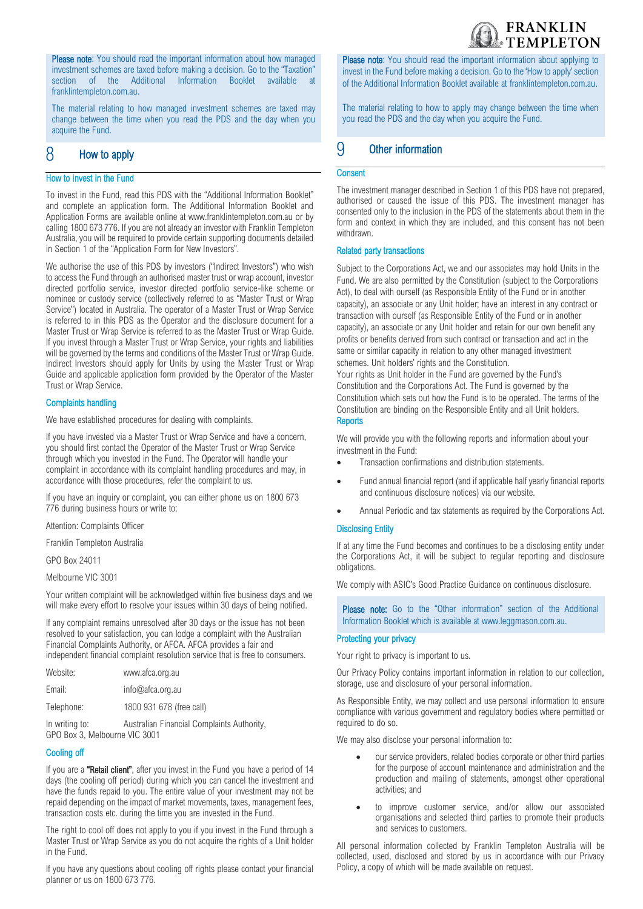**Please note**: You should read the important information about how managed investment schemes are taxed before making a decision. Go to the "Taxation" section of the Additional Information Booklet available at franklintempleton.com.au.

The material relating to how managed investment schemes are taxed may change between the time when you read the PDS and the day when you acquire the Fund.

## 8 How to apply

### How to invest in the Fund

To invest in the Fund, read this PDS with the "Additional Information Booklet" and complete an application form. The Additional Information Booklet and Application Forms are available online at www.franklintempleton.com.au or by calling 1800 673 776. If you are not already an investor with Franklin Templeton Australia, you will be required to provide certain supporting documents detailed in Section 1 of the "Application Form for New Investors".

We authorise the use of this PDS by investors ("Indirect Investors") who wish to access the Fund through an authorised master trust or wrap account, investor directed portfolio service, investor directed portfolio service-like scheme or nominee or custody service (collectively referred to as "Master Trust or Wrap Service") located in Australia. The operator of a Master Trust or Wrap Service is referred to in this PDS as the Operator and the disclosure document for a Master Trust or Wrap Service is referred to as the Master Trust or Wrap Guide. If you invest through a Master Trust or Wrap Service, your rights and liabilities will be governed by the terms and conditions of the Master Trust or Wrap Guide. Indirect Investors should apply for Units by using the Master Trust or Wrap Guide and applicable application form provided by the Operator of the Master Trust or Wrap Service.

### Complaints handling

We have established procedures for dealing with complaints.

If you have invested via a Master Trust or Wrap Service and have a concern, you should first contact the Operator of the Master Trust or Wrap Service through which you invested in the Fund. The Operator will handle your complaint in accordance with its complaint handling procedures and may, in accordance with those procedures, refer the complaint to us.

If you have an inquiry or complaint, you can either phone us on 1800 673 776 during business hours or write to:

Attention: Complaints Officer

Franklin Templeton Australia

GPO Box 24011

Melbourne VIC 3001

Your written complaint will be acknowledged within five business days and we will make every effort to resolve your issues within 30 days of being notified.

If any complaint remains unresolved after 30 days or the issue has not been resolved to your satisfaction, you can lodge a complaint with the Australian Financial Complaints Authority, or AFCA. AFCA provides a fair and independent financial complaint resolution service that is free to consumers.

| | |
|---|---|
| Website: | www.afca.org.au |
| Email: | info@afca.org.au |
| Telephone: | 1800 931 678 (free call) |
| In writing to: | Australian Financial Complaints Authority, GPO Box 3, Melbourne VIC 3001 |

### Cooling off

If you are a **"Retail client"**, after you invest in the Fund you have a period of 14 days (the cooling off period) during which you can cancel the investment and have the funds repaid to you. The entire value of your investment may not be repaid depending on the impact of market movements, taxes, management fees, transaction costs etc. during the time you are invested in the Fund.

The right to cool off does not apply to you if you invest in the Fund through a Master Trust or Wrap Service as you do not acquire the rights of a Unit holder in the Fund.

If you have any questions about cooling off rights please contact your financial planner or us on 1800 673 776.

**Please note**: You should read the important information about applying to invest in the Fund before making a decision. Go to the 'How to apply' section of the Additional Information Booklet available at franklintempleton.com.au.

The material relating to how to apply may change between the time when you read the PDS and the day when you acquire the Fund.

## 9 Other information

### Consent

The investment manager described in Section 1 of this PDS have not prepared, authorised or caused the issue of this PDS. The investment manager has consented only to the inclusion in the PDS of the statements about them in the form and context in which they are included, and this consent has not been withdrawn.

### Related party transactions

Subject to the Corporations Act, we and our associates may hold Units in the Fund. We are also permitted by the Constitution (subject to the Corporations Act), to deal with ourself (as Responsible Entity of the Fund or in another capacity), an associate or any Unit holder; have an interest in any contract or transaction with ourself (as Responsible Entity of the Fund or in another capacity), an associate or any Unit holder and retain for our own benefit any profits or benefits derived from such contract or transaction and act in the same or similar capacity in relation to any other managed investment schemes. Unit holders' rights and the Constitution.

Your rights as Unit holder in the Fund are governed by the Fund's Constitution and the Corporations Act. The Fund is governed by the Constitution which sets out how the Fund is to be operated. The terms of the Constitution are binding on the Responsible Entity and all Unit holders.

### Reports

We will provide you with the following reports and information about your investment in the Fund:

- Transaction confirmations and distribution statements.
- Fund annual financial report (and if applicable half yearly financial reports and continuous disclosure notices) via our website.
- Annual Periodic and tax statements as required by the Corporations Act.

### Disclosing Entity

If at any time the Fund becomes and continues to be a disclosing entity under the Corporations Act, it will be subject to regular reporting and disclosure obligations.

We comply with ASIC's Good Practice Guidance on continuous disclosure.

**Please note:** Go to the "Other information" section of the Additional Information Booklet which is available at www.leggmason.com.au.

### Protecting your privacy

Your right to privacy is important to us.

Our Privacy Policy contains important information in relation to our collection, storage, use and disclosure of your personal information.

As Responsible Entity, we may collect and use personal information to ensure compliance with various government and regulatory bodies where permitted or required to do so.

We may also disclose your personal information to:

- our service providers, related bodies corporate or other third parties for the purpose of account maintenance and administration and the production and mailing of statements, amongst other operational activities; and
- to improve customer service, and/or allow our associated organisations and selected third parties to promote their products and services to customers.

All personal information collected by Franklin Templeton Australia will be collected, used, disclosed and stored by us in accordance with our Privacy Policy, a copy of which will be made available on request.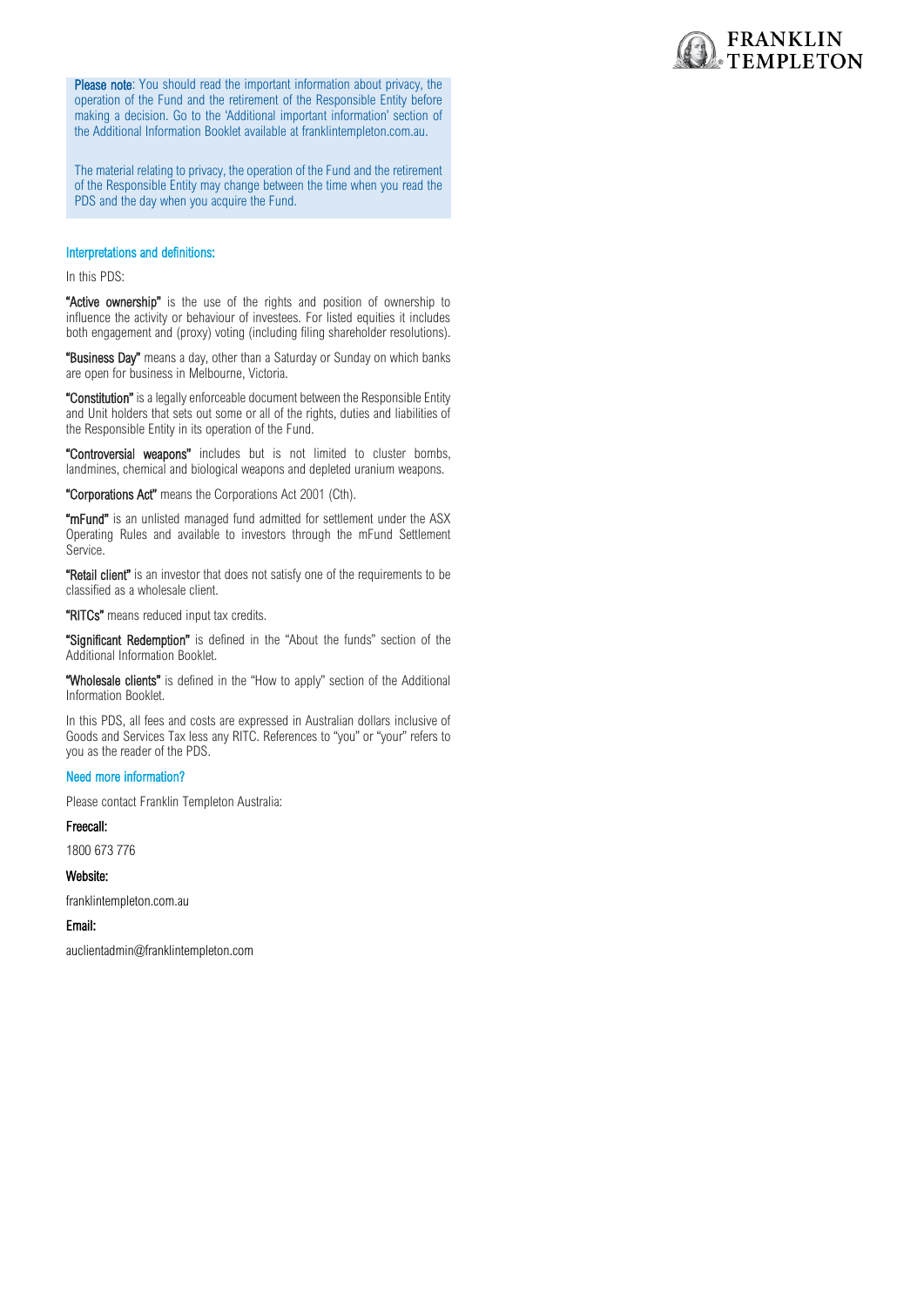**Please note**: You should read the important information about privacy, the operation of the Fund and the retirement of the Responsible Entity before making a decision. Go to the 'Additional important information' section of the Additional Information Booklet available at franklintempleton.com.au.

The material relating to privacy, the operation of the Fund and the retirement of the Responsible Entity may change between the time when you read the PDS and the day when you acquire the Fund.

## Interpretations and definitions:

In this PDS:

**"Active ownership"** is the use of the rights and position of ownership to influence the activity or behaviour of investees. For listed equities it includes both engagement and (proxy) voting (including filing shareholder resolutions).

**"Business Day"** means a day, other than a Saturday or Sunday on which banks are open for business in Melbourne, Victoria.

**"Constitution"** is a legally enforceable document between the Responsible Entity and Unit holders that sets out some or all of the rights, duties and liabilities of the Responsible Entity in its operation of the Fund.

**"Controversial weapons"** includes but is not limited to cluster bombs, landmines, chemical and biological weapons and depleted uranium weapons.

**"Corporations Act"** means the Corporations Act 2001 (Cth).

**"mFund"** is an unlisted managed fund admitted for settlement under the ASX Operating Rules and available to investors through the mFund Settlement Service.

**"Retail client"** is an investor that does not satisfy one of the requirements to be classified as a wholesale client.

**"RITCs"** means reduced input tax credits.

**"Significant Redemption"** is defined in the "About the funds" section of the Additional Information Booklet.

**"Wholesale clients"** is defined in the "How to apply" section of the Additional Information Booklet.

In this PDS, all fees and costs are expressed in Australian dollars inclusive of Goods and Services Tax less any RITC. References to "you" or "your" refers to you as the reader of the PDS.

## Need more information?

Please contact Franklin Templeton Australia:

**Freecall:**

1800 673 776

**Website:**

franklintempleton.com.au

**Email:**

auclientadmin@franklintempleton.com